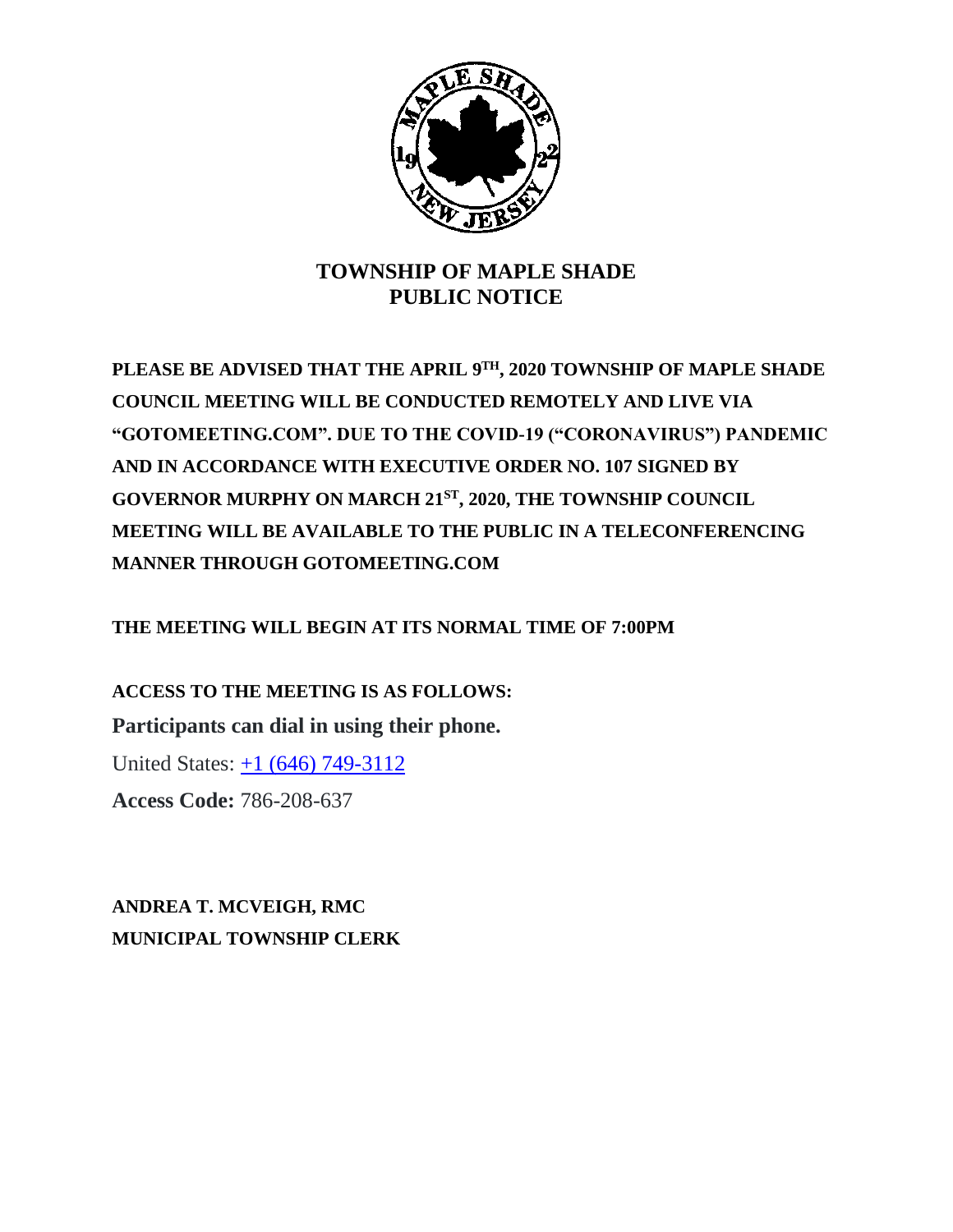# TOWNSHIP OF MAPLE SHADE
# PUBLIC NOTICE

**PLEASE BE ADVISED THAT THE APRIL 9TH, 2020 TOWNSHIP OF MAPLE SHADE COUNCIL MEETING WILL BE CONDUCTED REMOTELY AND LIVE VIA "GOTOMEETING.COM". DUE TO THE COVID-19 ("CORONAVIRUS") PANDEMIC AND IN ACCORDANCE WITH EXECUTIVE ORDER NO. 107 SIGNED BY GOVERNOR MURPHY ON MARCH 21ST, 2020, THE TOWNSHIP COUNCIL MEETING WILL BE AVAILABLE TO THE PUBLIC IN A TELECONFERENCING MANNER THROUGH GOTOMEETING.COM**

**THE MEETING WILL BEGIN AT ITS NORMAL TIME OF 7:00PM**

**ACCESS TO THE MEETING IS AS FOLLOWS:**

**Participants can dial in using their phone.**

United States: +1 (646) 749-3112

**Access Code:** 786-208-637

**ANDREA T. MCVEIGH, RMC**
**MUNICIPAL TOWNSHIP CLERK**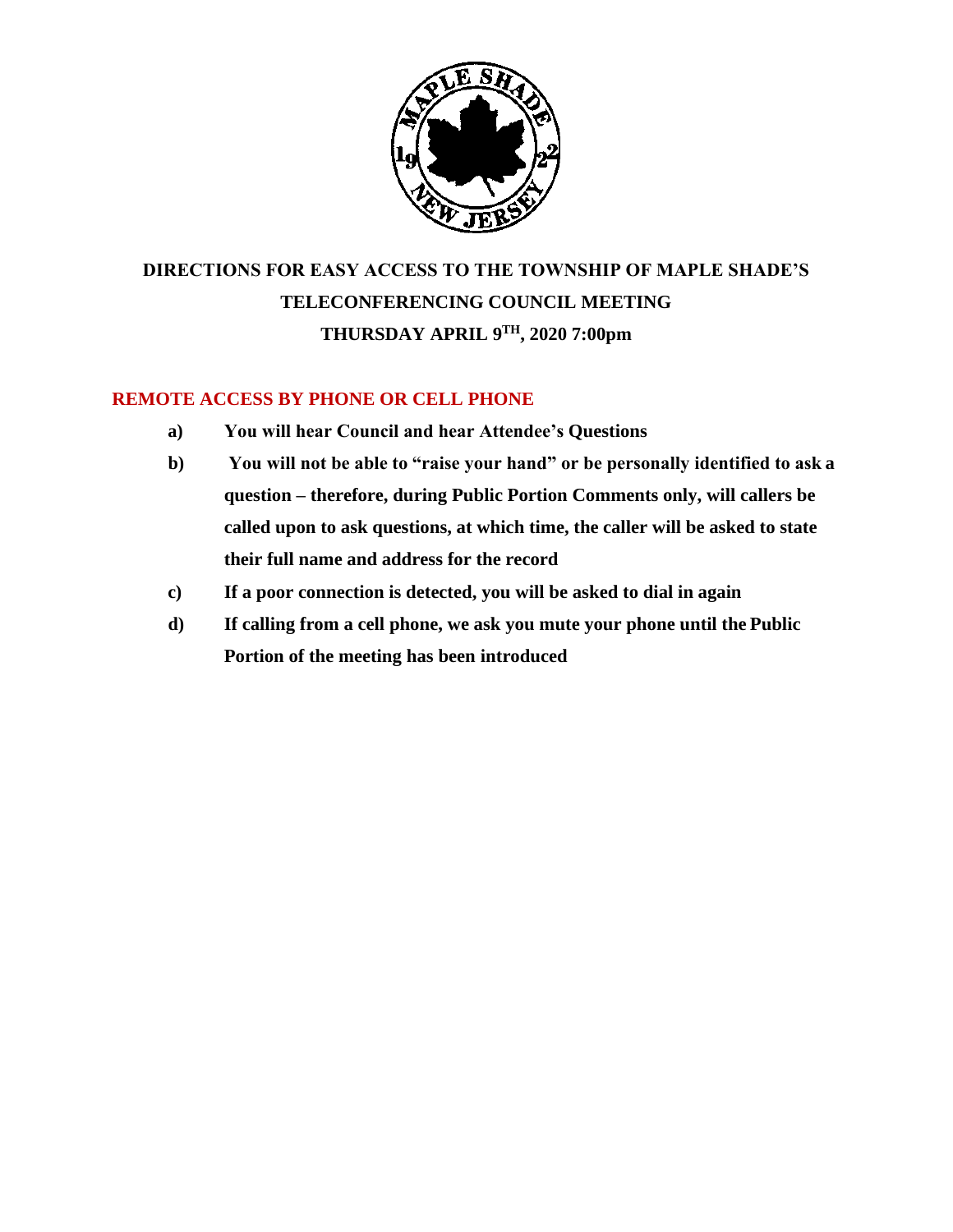**DIRECTIONS FOR EASY ACCESS TO THE TOWNSHIP OF MAPLE SHADE'S TELECONFERENCING COUNCIL MEETING**

**THURSDAY APRIL 9TH, 2020 7:00pm**

## REMOTE ACCESS BY PHONE OR CELL PHONE

- **a)** **You will hear Council and hear Attendee's Questions**
- **b)** **You will not be able to "raise your hand" or be personally identified to ask a question – therefore, during Public Portion Comments only, will callers be called upon to ask questions, at which time, the caller will be asked to state their full name and address for the record**
- **c)** **If a poor connection is detected, you will be asked to dial in again**
- **d)** **If calling from a cell phone, we ask you mute your phone until the Public Portion of the meeting has been introduced**